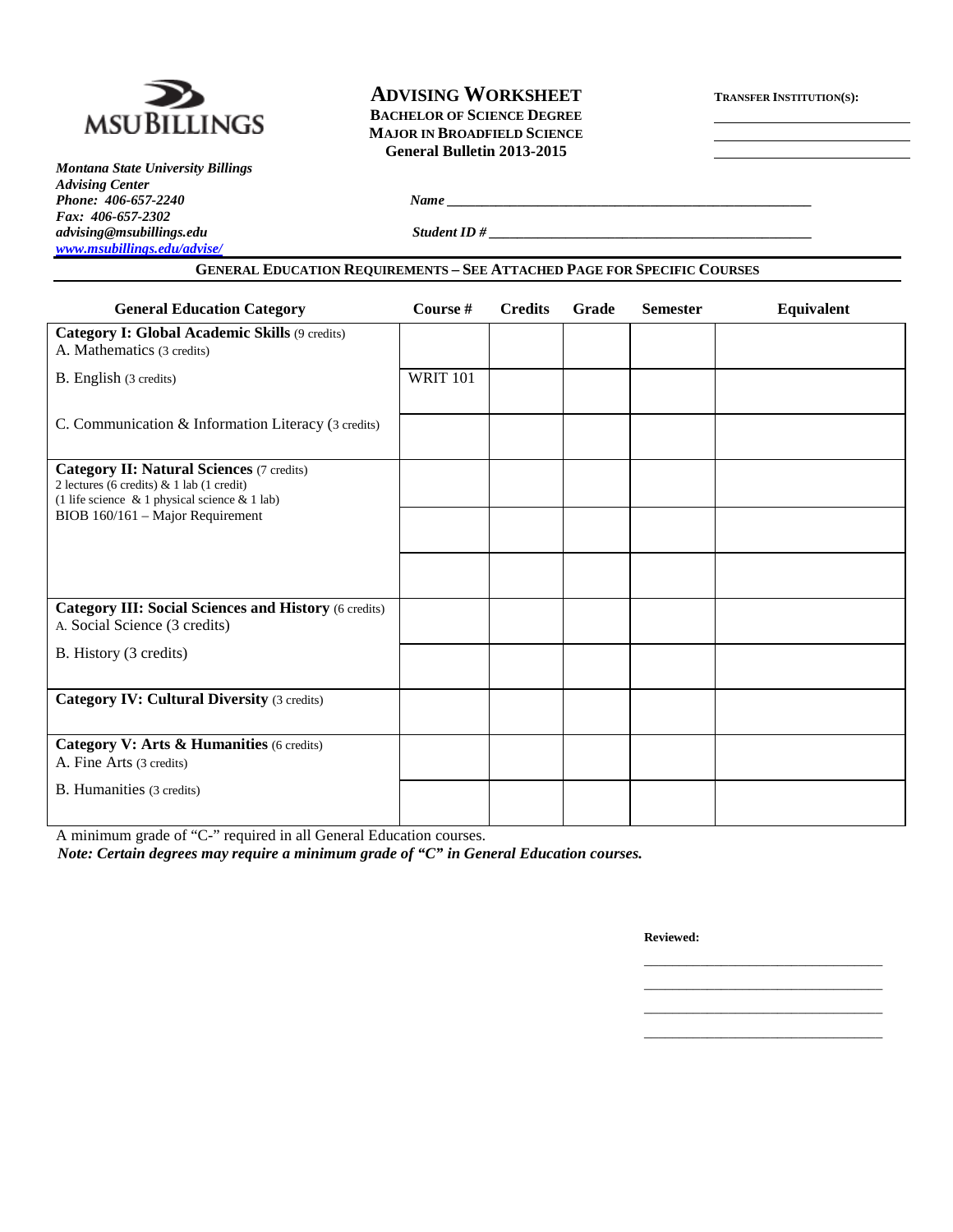MSU BILLINGS

*Montana State University Billings*
*Advising Center*
*Phone: 406-657-2240*
*Fax: 406-657-2302*
*advising@msubillings.edu*
*www.msubillings.edu/advise/*

# ADVISING WORKSHEET

**BACHELOR OF SCIENCE DEGREE**
**MAJOR IN BROADFIELD SCIENCE**
**General Bulletin 2013-2015**

**TRANSFER INSTITUTION(S):**

______________________
______________________
______________________

***Name*** ______________________________________________

***Student ID #*** ______________________________________________

## GENERAL EDUCATION REQUIREMENTS – SEE ATTACHED PAGE FOR SPECIFIC COURSES

| General Education Category | Course # | Credits | Grade | Semester | Equivalent |
|---|---|---|---|---|---|
| **Category I: Global Academic Skills** (9 credits)<br>A. Mathematics (3 credits) | | | | | |
| B. English (3 credits) | WRIT 101 | | | | |
| C. Communication & Information Literacy (3 credits) | | | | | |
| **Category II: Natural Sciences** (7 credits)<br>2 lectures (6 credits) & 1 lab (1 credit)<br>(1 life science & 1 physical science & 1 lab)<br>BIOB 160/161 – Major Requirement | | | | | |
| | | | | | |
| | | | | | |
| **Category III: Social Sciences and History** (6 credits)<br>A. Social Science (3 credits) | | | | | |
| B. History (3 credits) | | | | | |
| **Category IV: Cultural Diversity** (3 credits) | | | | | |
| **Category V: Arts & Humanities** (6 credits)<br>A. Fine Arts (3 credits) | | | | | |
| B. Humanities (3 credits) | | | | | |

A minimum grade of "C-" required in all General Education courses.

***Note: Certain degrees may require a minimum grade of "C" in General Education courses.***

**Reviewed:**

______________________________
______________________________
______________________________
______________________________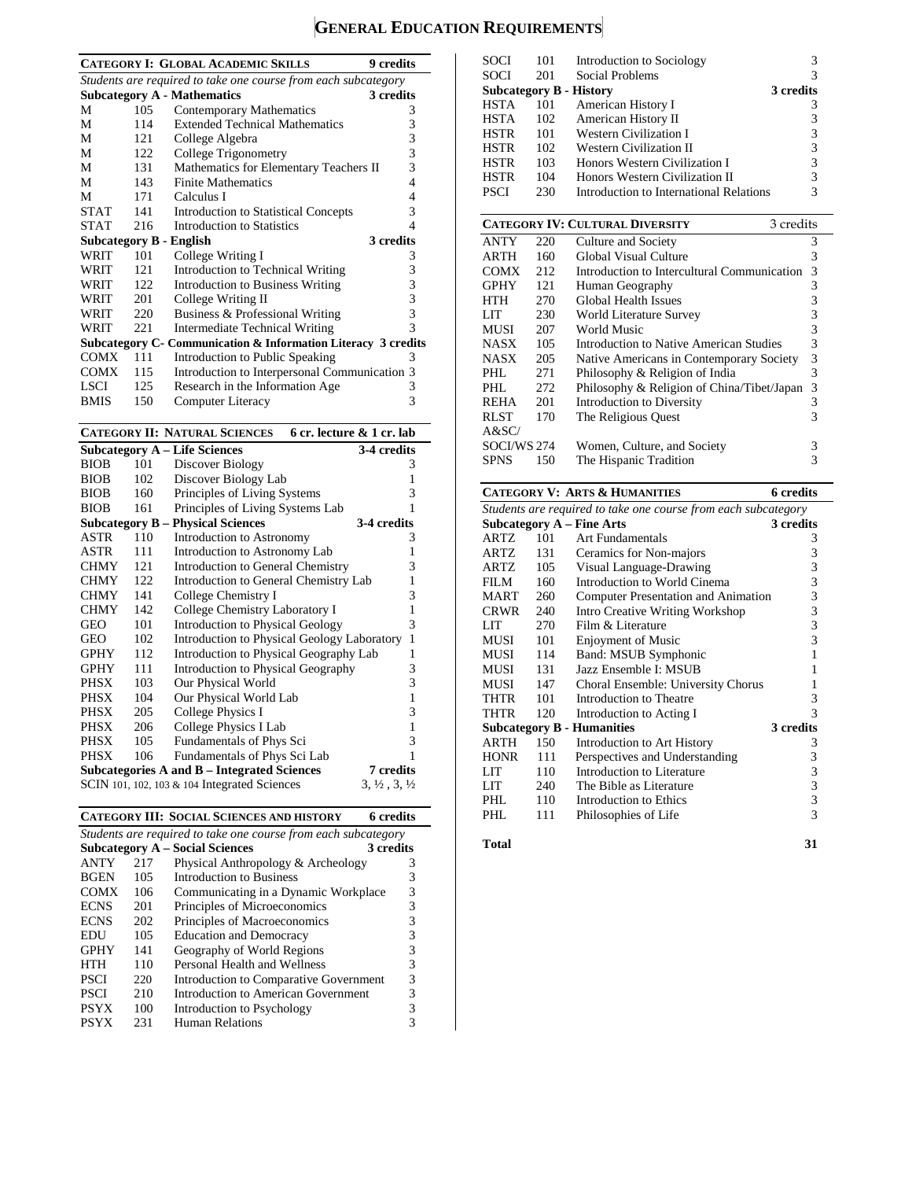# General Education Requirements

## Category I: Global Academic Skills — 9 credits

*Students are required to take one course from each subcategory*

| Subcategory A - Mathematics | | | 3 credits |
|---|---|---|---|
| M | 105 | Contemporary Mathematics | 3 |
| M | 114 | Extended Technical Mathematics | 3 |
| M | 121 | College Algebra | 3 |
| M | 122 | College Trigonometry | 3 |
| M | 131 | Mathematics for Elementary Teachers II | 3 |
| M | 143 | Finite Mathematics | 4 |
| M | 171 | Calculus I | 4 |
| STAT | 141 | Introduction to Statistical Concepts | 3 |
| STAT | 216 | Introduction to Statistics | 4 |

| Subcategory B - English | | | 3 credits |
|---|---|---|---|
| WRIT | 101 | College Writing I | 3 |
| WRIT | 121 | Introduction to Technical Writing | 3 |
| WRIT | 122 | Introduction to Business Writing | 3 |
| WRIT | 201 | College Writing II | 3 |
| WRIT | 220 | Business & Professional Writing | 3 |
| WRIT | 221 | Intermediate Technical Writing | 3 |

| Subcategory C- Communication & Information Literacy | | | 3 credits |
|---|---|---|---|
| COMX | 111 | Introduction to Public Speaking | 3 |
| COMX | 115 | Introduction to Interpersonal Communication | 3 |
| LSCI | 125 | Research in the Information Age | 3 |
| BMIS | 150 | Computer Literacy | 3 |

## Category II: Natural Sciences — 6 cr. lecture & 1 cr. lab

| Subcategory A – Life Sciences | | | 3-4 credits |
|---|---|---|---|
| BIOB | 101 | Discover Biology | 3 |
| BIOB | 102 | Discover Biology Lab | 1 |
| BIOB | 160 | Principles of Living Systems | 3 |
| BIOB | 161 | Principles of Living Systems Lab | 1 |

| Subcategory B – Physical Sciences | | | 3-4 credits |
|---|---|---|---|
| ASTR | 110 | Introduction to Astronomy | 3 |
| ASTR | 111 | Introduction to Astronomy Lab | 1 |
| CHMY | 121 | Introduction to General Chemistry | 3 |
| CHMY | 122 | Introduction to General Chemistry Lab | 1 |
| CHMY | 141 | College Chemistry I | 3 |
| CHMY | 142 | College Chemistry Laboratory I | 1 |
| GEO | 101 | Introduction to Physical Geology | 3 |
| GEO | 102 | Introduction to Physical Geology Laboratory | 1 |
| GPHY | 112 | Introduction to Physical Geography Lab | 1 |
| GPHY | 111 | Introduction to Physical Geography | 3 |
| PHSX | 103 | Our Physical World | 3 |
| PHSX | 104 | Our Physical World Lab | 1 |
| PHSX | 205 | College Physics I | 3 |
| PHSX | 206 | College Physics I Lab | 1 |
| PHSX | 105 | Fundamentals of Phys Sci | 3 |
| PHSX | 106 | Fundamentals of Phys Sci Lab | 1 |

| Subcategories A and B – Integrated Sciences | 7 credits |
|---|---|
| SCIN 101, 102, 103 & 104 Integrated Sciences | 3, ½ , 3, ½ |

## Category III: Social Sciences and History — 6 credits

*Students are required to take one course from each subcategory*

| Subcategory A – Social Sciences | | | 3 credits |
|---|---|---|---|
| ANTY | 217 | Physical Anthropology & Archeology | 3 |
| BGEN | 105 | Introduction to Business | 3 |
| COMX | 106 | Communicating in a Dynamic Workplace | 3 |
| ECNS | 201 | Principles of Microeconomics | 3 |
| ECNS | 202 | Principles of Macroeconomics | 3 |
| EDU | 105 | Education and Democracy | 3 |
| GPHY | 141 | Geography of World Regions | 3 |
| HTH | 110 | Personal Health and Wellness | 3 |
| PSCI | 220 | Introduction to Comparative Government | 3 |
| PSCI | 210 | Introduction to American Government | 3 |
| PSYX | 100 | Introduction to Psychology | 3 |
| PSYX | 231 | Human Relations | 3 |
| SOCI | 101 | Introduction to Sociology | 3 |
| SOCI | 201 | Social Problems | 3 |

| Subcategory B - History | | | 3 credits |
|---|---|---|---|
| HSTA | 101 | American History I | 3 |
| HSTA | 102 | American History II | 3 |
| HSTR | 101 | Western Civilization I | 3 |
| HSTR | 102 | Western Civilization II | 3 |
| HSTR | 103 | Honors Western Civilization I | 3 |
| HSTR | 104 | Honors Western Civilization II | 3 |
| PSCI | 230 | Introduction to International Relations | 3 |

## Category IV: Cultural Diversity — 3 credits

| | | | |
|---|---|---|---|
| ANTY | 220 | Culture and Society | 3 |
| ARTH | 160 | Global Visual Culture | 3 |
| COMX | 212 | Introduction to Intercultural Communication | 3 |
| GPHY | 121 | Human Geography | 3 |
| HTH | 270 | Global Health Issues | 3 |
| LIT | 230 | World Literature Survey | 3 |
| MUSI | 207 | World Music | 3 |
| NASX | 105 | Introduction to Native American Studies | 3 |
| NASX | 205 | Native Americans in Contemporary Society | 3 |
| PHL | 271 | Philosophy & Religion of India | 3 |
| PHL | 272 | Philosophy & Religion of China/Tibet/Japan | 3 |
| REHA | 201 | Introduction to Diversity | 3 |
| RLST | 170 | The Religious Quest | 3 |
| A&SC/ SOCI/WS | 274 | Women, Culture, and Society | 3 |
| SPNS | 150 | The Hispanic Tradition | 3 |

## Category V: Arts & Humanities — 6 credits

*Students are required to take one course from each subcategory*

| Subcategory A – Fine Arts | | | 3 credits |
|---|---|---|---|
| ARTZ | 101 | Art Fundamentals | 3 |
| ARTZ | 131 | Ceramics for Non-majors | 3 |
| ARTZ | 105 | Visual Language-Drawing | 3 |
| FILM | 160 | Introduction to World Cinema | 3 |
| MART | 260 | Computer Presentation and Animation | 3 |
| CRWR | 240 | Intro Creative Writing Workshop | 3 |
| LIT | 270 | Film & Literature | 3 |
| MUSI | 101 | Enjoyment of Music | 3 |
| MUSI | 114 | Band: MSUB Symphonic | 1 |
| MUSI | 131 | Jazz Ensemble I: MSUB | 1 |
| MUSI | 147 | Choral Ensemble: University Chorus | 1 |
| THTR | 101 | Introduction to Theatre | 3 |
| THTR | 120 | Introduction to Acting I | 3 |

| Subcategory B - Humanities | | | 3 credits |
|---|---|---|---|
| ARTH | 150 | Introduction to Art History | 3 |
| HONR | 111 | Perspectives and Understanding | 3 |
| LIT | 110 | Introduction to Literature | 3 |
| LIT | 240 | The Bible as Literature | 3 |
| PHL | 110 | Introduction to Ethics | 3 |
| PHL | 111 | Philosophies of Life | 3 |

**Total** **31**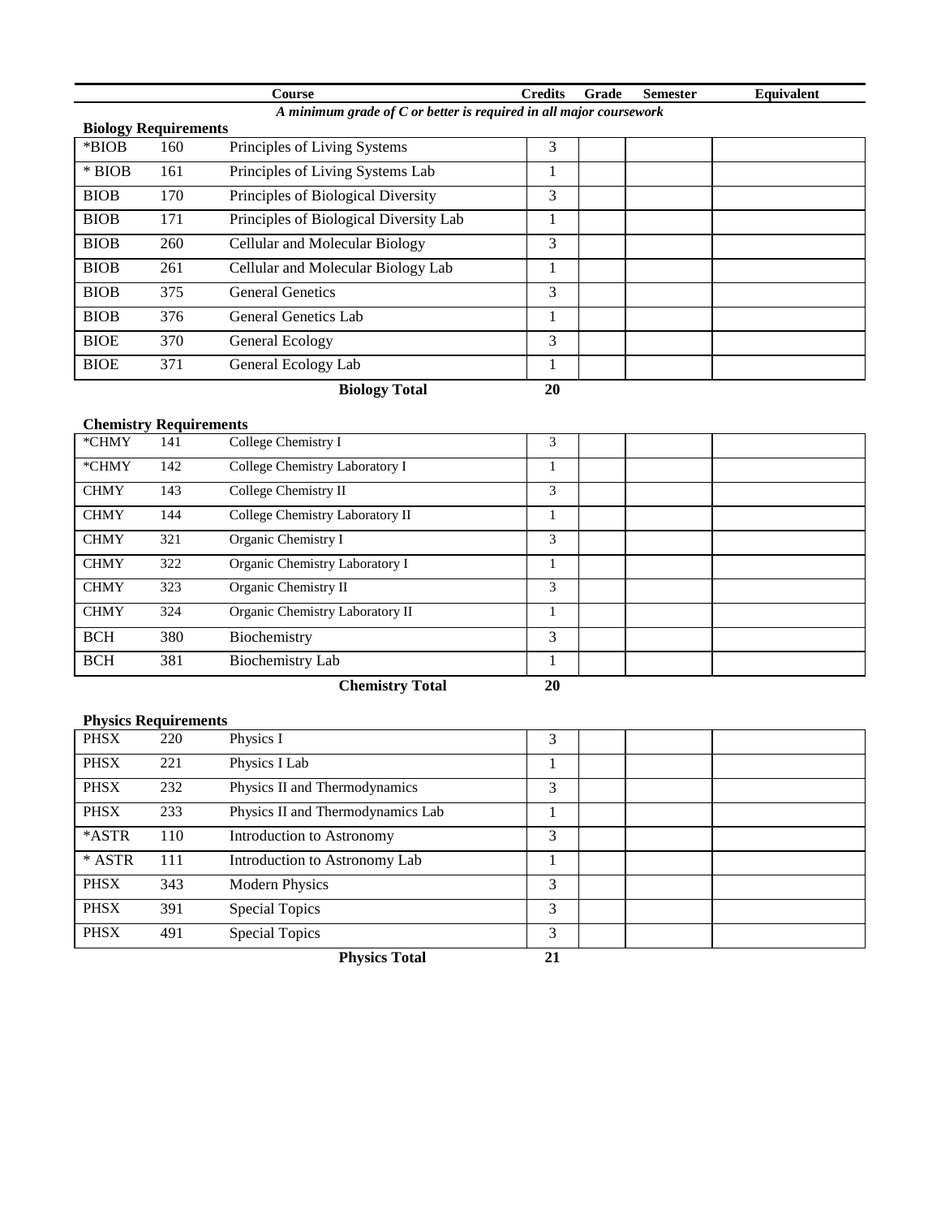| Course | | | Credits | Grade | Semester | Equivalent |
|---|---|---|---|---|---|---|

***A minimum grade of C or better is required in all major coursework***

**Biology Requirements**

| | | | | | | |
|---|---|---|---|---|---|---|
| *BIOB | 160 | Principles of Living Systems | 3 | | | |
| * BIOB | 161 | Principles of Living Systems Lab | 1 | | | |
| BIOB | 170 | Principles of Biological Diversity | 3 | | | |
| BIOB | 171 | Principles of Biological Diversity Lab | 1 | | | |
| BIOB | 260 | Cellular and Molecular Biology | 3 | | | |
| BIOB | 261 | Cellular and Molecular Biology Lab | 1 | | | |
| BIOB | 375 | General Genetics | 3 | | | |
| BIOB | 376 | General Genetics Lab | 1 | | | |
| BIOE | 370 | General Ecology | 3 | | | |
| BIOE | 371 | General Ecology Lab | 1 | | | |
| | | **Biology Total** | **20** | | | |

**Chemistry Requirements**

| | | | | | | |
|---|---|---|---|---|---|---|
| *CHMY | 141 | College Chemistry I | 3 | | | |
| *CHMY | 142 | College Chemistry Laboratory I | 1 | | | |
| CHMY | 143 | College Chemistry II | 3 | | | |
| CHMY | 144 | College Chemistry Laboratory II | 1 | | | |
| CHMY | 321 | Organic Chemistry I | 3 | | | |
| CHMY | 322 | Organic Chemistry Laboratory I | 1 | | | |
| CHMY | 323 | Organic Chemistry II | 3 | | | |
| CHMY | 324 | Organic Chemistry Laboratory II | 1 | | | |
| BCH | 380 | Biochemistry | 3 | | | |
| BCH | 381 | Biochemistry Lab | 1 | | | |
| | | **Chemistry Total** | **20** | | | |

**Physics Requirements**

| | | | | | | |
|---|---|---|---|---|---|---|
| PHSX | 220 | Physics I | 3 | | | |
| PHSX | 221 | Physics I Lab | 1 | | | |
| PHSX | 232 | Physics II and Thermodynamics | 3 | | | |
| PHSX | 233 | Physics II and Thermodynamics Lab | 1 | | | |
| *ASTR | 110 | Introduction to Astronomy | 3 | | | |
| * ASTR | 111 | Introduction to Astronomy Lab | 1 | | | |
| PHSX | 343 | Modern Physics | 3 | | | |
| PHSX | 391 | Special Topics | 3 | | | |
| PHSX | 491 | Special Topics | 3 | | | |
| | | **Physics Total** | **21** | | | |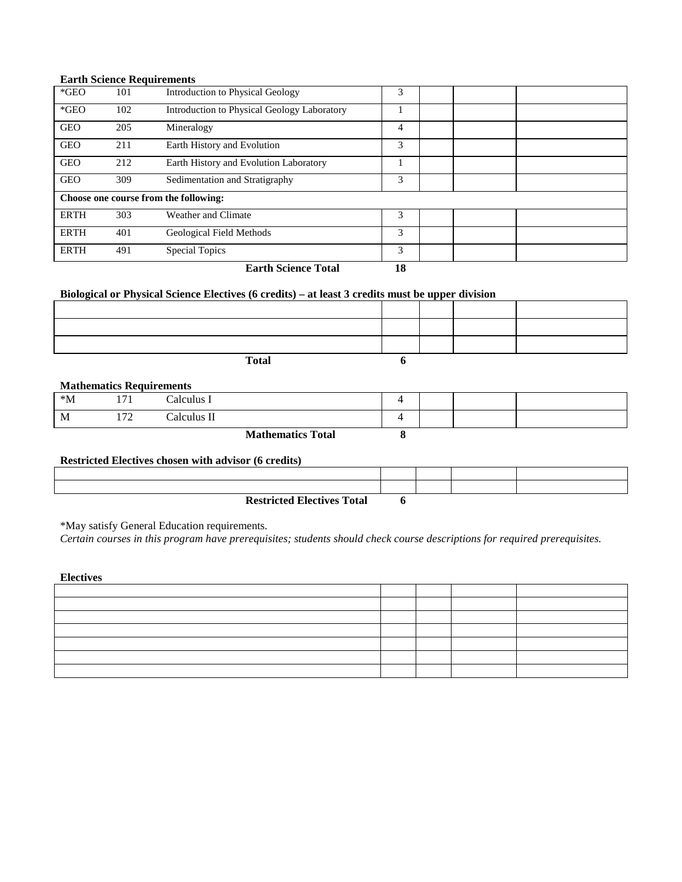**Earth Science Requirements**

| | | | | | | |
|---|---|---|---|---|---|---|
| *GEO | 101 | Introduction to Physical Geology | 3 | | | |
| *GEO | 102 | Introduction to Physical Geology Laboratory | 1 | | | |
| GEO | 205 | Mineralogy | 4 | | | |
| GEO | 211 | Earth History and Evolution | 3 | | | |
| GEO | 212 | Earth History and Evolution Laboratory | 1 | | | |
| GEO | 309 | Sedimentation and Stratigraphy | 3 | | | |
| **Choose one course from the following:** | | | | | | |
| ERTH | 303 | Weather and Climate | 3 | | | |
| ERTH | 401 | Geological Field Methods | 3 | | | |
| ERTH | 491 | Special Topics | 3 | | | |
| | | **Earth Science Total** | **18** | | | |

**Biological or Physical Science Electives (6 credits) – at least 3 credits must be upper division**

| | | | | |
|---|---|---|---|---|
| | | | | |
| | | | | |
| | | | | |
| **Total** | **6** | | | |

**Mathematics Requirements**

| | | | | | | |
|---|---|---|---|---|---|---|
| *M | 171 | Calculus I | 4 | | | |
| M | 172 | Calculus II | 4 | | | |
| | | **Mathematics Total** | **8** | | | |

**Restricted Electives chosen with advisor (6 credits)**

| | | | | |
|---|---|---|---|---|
| | | | | |
| | | | | |
| **Restricted Electives Total** | **6** | | | |

*May satisfy General Education requirements.

*Certain courses in this program have prerequisites; students should check course descriptions for required prerequisites.*

**Electives**

| | | | | |
|---|---|---|---|---|
| | | | | |
| | | | | |
| | | | | |
| | | | | |
| | | | | |
| | | | | |
| | | | | |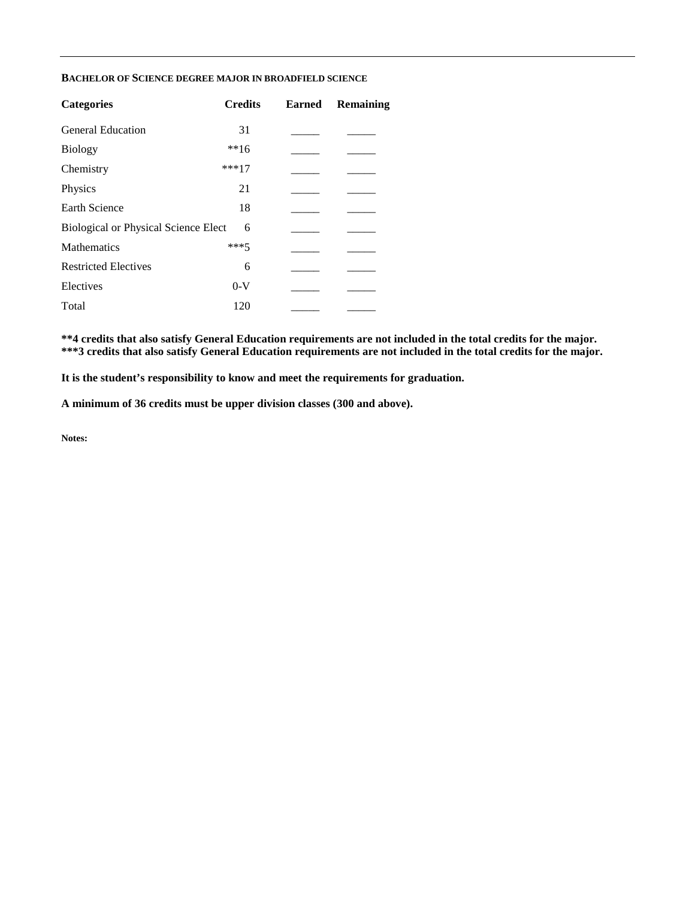**BACHELOR OF SCIENCE DEGREE MAJOR IN BROADFIELD SCIENCE**

| Categories | Credits | Earned | Remaining |
|---|---|---|---|
| General Education | 31 | _____ | _____ |
| Biology | **16 | _____ | _____ |
| Chemistry | ***17 | _____ | _____ |
| Physics | 21 | _____ | _____ |
| Earth Science | 18 | _____ | _____ |
| Biological or Physical Science Elect | 6 | _____ | _____ |
| Mathematics | ***5 | _____ | _____ |
| Restricted Electives | 6 | _____ | _____ |
| Electives | 0-V | _____ | _____ |
| Total | 120 | _____ | _____ |

**\*\*4 credits that also satisfy General Education requirements are not included in the total credits for the major.**
**\*\*\*3 credits that also satisfy General Education requirements are not included in the total credits for the major.**

**It is the student's responsibility to know and meet the requirements for graduation.**

**A minimum of 36 credits must be upper division classes (300 and above).**

**Notes:**